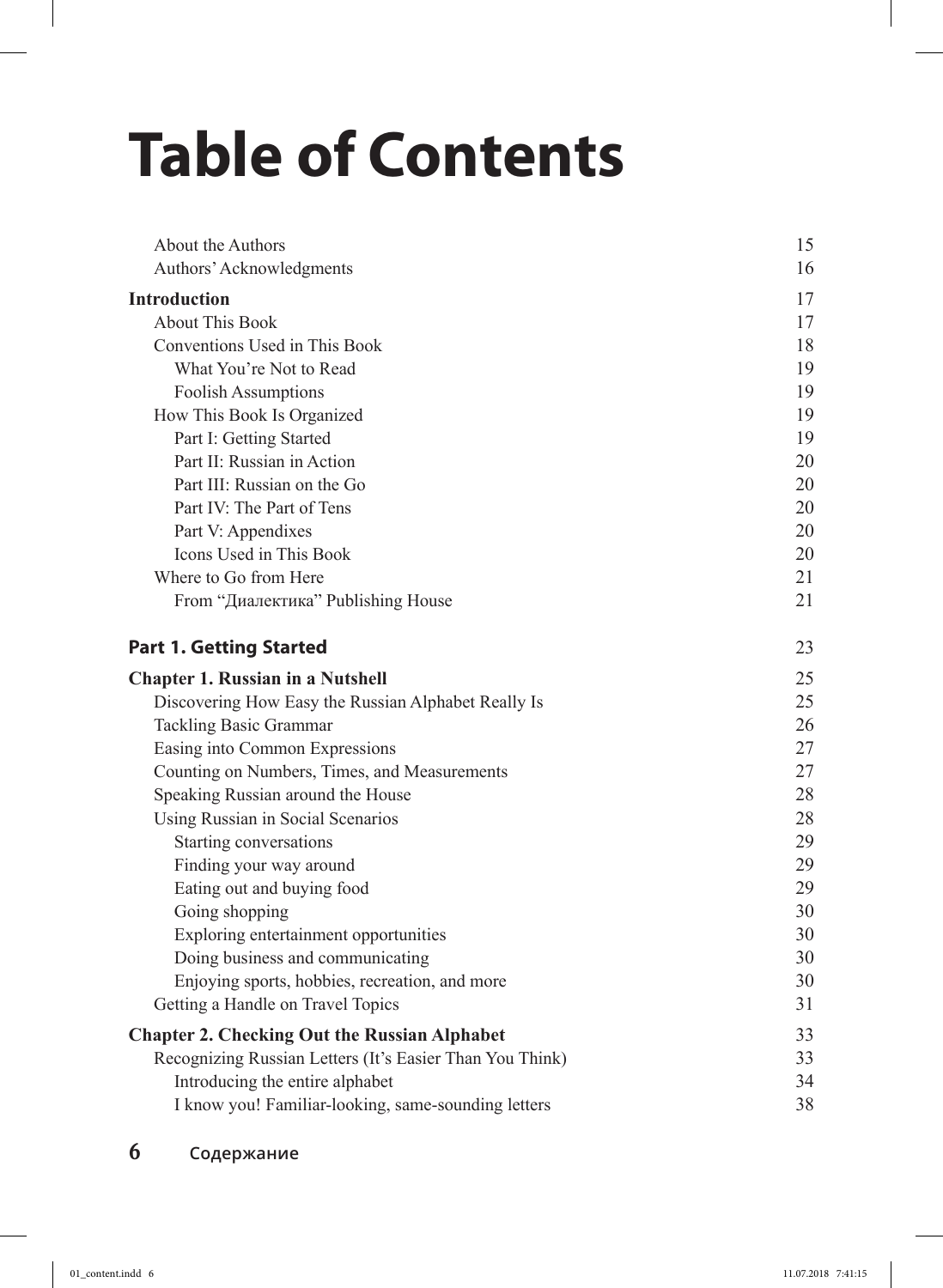# Table of Contents

| | |
|---|---|
| About the Authors | 15 |
| Authors' Acknowledgments | 16 |
| **Introduction** | 17 |
| About This Book | 17 |
| Conventions Used in This Book | 18 |
| What You're Not to Read | 19 |
| Foolish Assumptions | 19 |
| How This Book Is Organized | 19 |
| Part I: Getting Started | 19 |
| Part II: Russian in Action | 20 |
| Part III: Russian on the Go | 20 |
| Part IV: The Part of Tens | 20 |
| Part V: Appendixes | 20 |
| Icons Used in This Book | 20 |
| Where to Go from Here | 21 |
| From "Диалектика" Publishing House | 21 |
| **Part 1. Getting Started** | 23 |
| **Chapter 1. Russian in a Nutshell** | 25 |
| Discovering How Easy the Russian Alphabet Really Is | 25 |
| Tackling Basic Grammar | 26 |
| Easing into Common Expressions | 27 |
| Counting on Numbers, Times, and Measurements | 27 |
| Speaking Russian around the House | 28 |
| Using Russian in Social Scenarios | 28 |
| Starting conversations | 29 |
| Finding your way around | 29 |
| Eating out and buying food | 29 |
| Going shopping | 30 |
| Exploring entertainment opportunities | 30 |
| Doing business and communicating | 30 |
| Enjoying sports, hobbies, recreation, and more | 30 |
| Getting a Handle on Travel Topics | 31 |
| **Chapter 2. Checking Out the Russian Alphabet** | 33 |
| Recognizing Russian Letters (It's Easier Than You Think) | 33 |
| Introducing the entire alphabet | 34 |
| I know you! Familiar-looking, same-sounding letters | 38 |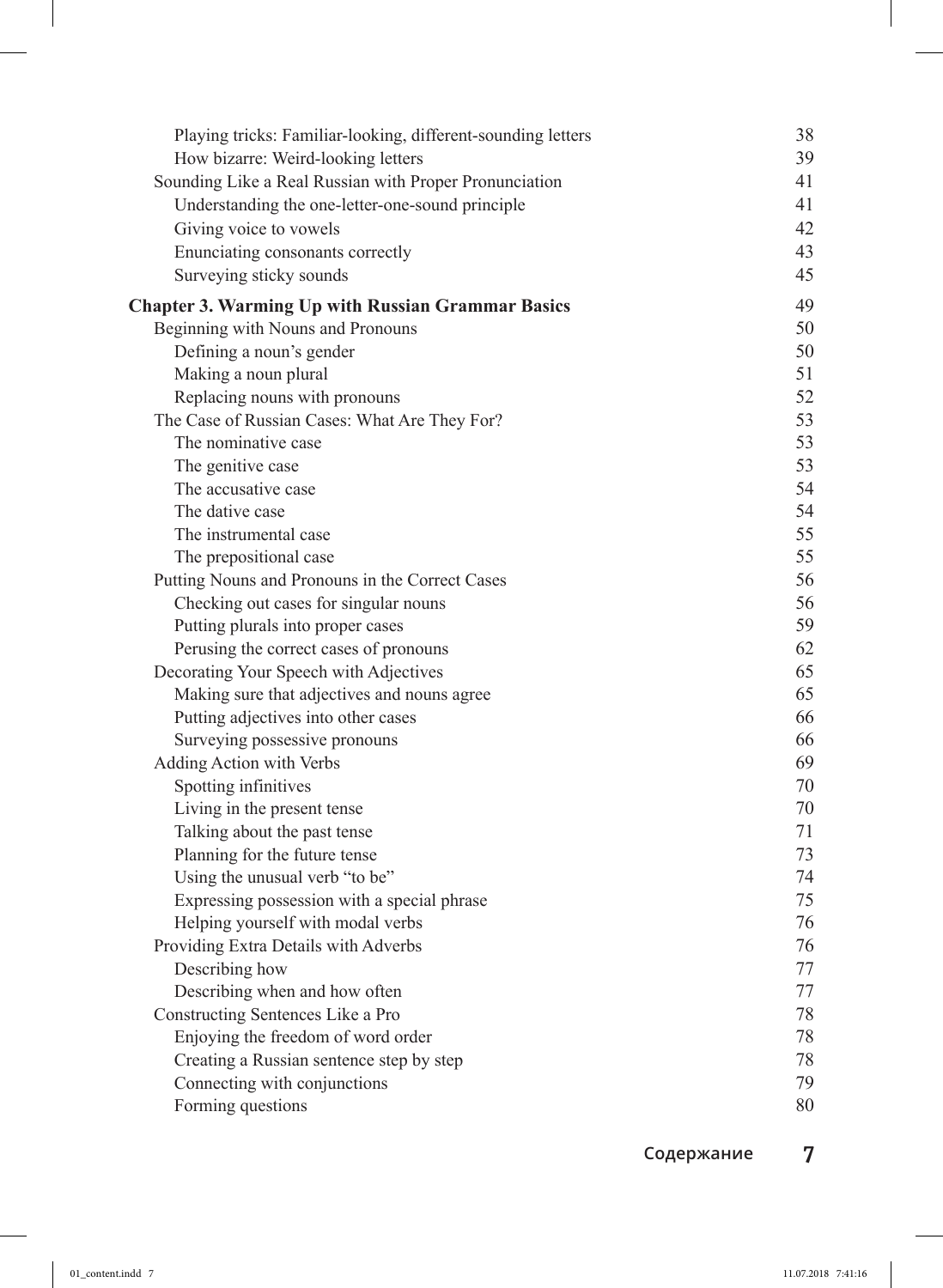Playing tricks: Familiar-looking, different-sounding letters 38
How bizarre: Weird-looking letters 39
Sounding Like a Real Russian with Proper Pronunciation 41
Understanding the one-letter-one-sound principle 41
Giving voice to vowels 42
Enunciating consonants correctly 43
Surveying sticky sounds 45

**Chapter 3. Warming Up with Russian Grammar Basics** 49
Beginning with Nouns and Pronouns 50
Defining a noun's gender 50
Making a noun plural 51
Replacing nouns with pronouns 52
The Case of Russian Cases: What Are They For? 53
The nominative case 53
The genitive case 53
The accusative case 54
The dative case 54
The instrumental case 55
The prepositional case 55
Putting Nouns and Pronouns in the Correct Cases 56
Checking out cases for singular nouns 56
Putting plurals into proper cases 59
Perusing the correct cases of pronouns 62
Decorating Your Speech with Adjectives 65
Making sure that adjectives and nouns agree 65
Putting adjectives into other cases 66
Surveying possessive pronouns 66
Adding Action with Verbs 69
Spotting infinitives 70
Living in the present tense 70
Talking about the past tense 71
Planning for the future tense 73
Using the unusual verb "to be" 74
Expressing possession with a special phrase 75
Helping yourself with modal verbs 76
Providing Extra Details with Adverbs 76
Describing how 77
Describing when and how often 77
Constructing Sentences Like a Pro 78
Enjoying the freedom of word order 78
Creating a Russian sentence step by step 78
Connecting with conjunctions 79
Forming questions 80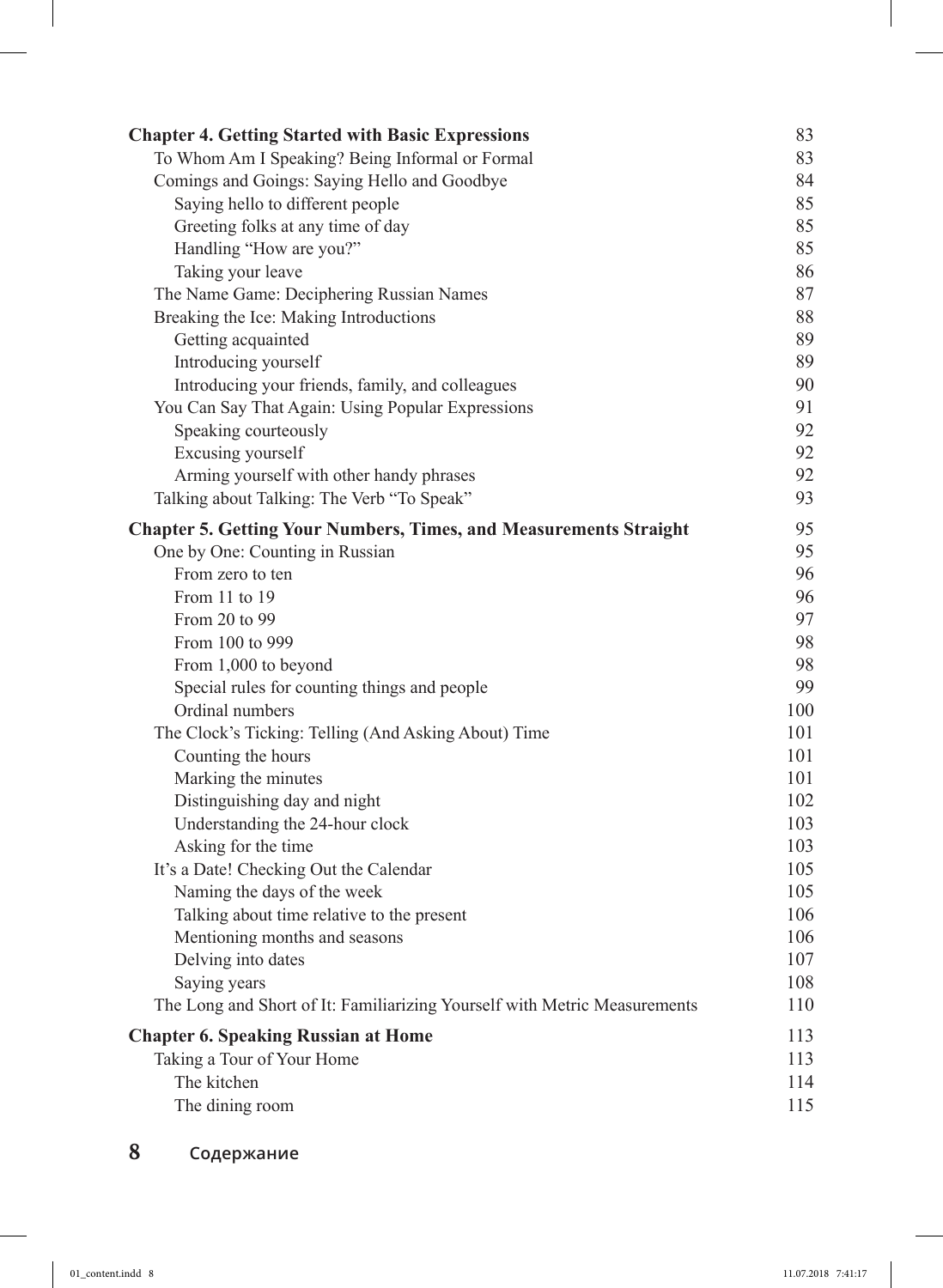**Chapter 4. Getting Started with Basic Expressions** 83

To Whom Am I Speaking? Being Informal or Formal 83

Comings and Goings: Saying Hello and Goodbye 84

Saying hello to different people 85

Greeting folks at any time of day 85

Handling “How are you?” 85

Taking your leave 86

The Name Game: Deciphering Russian Names 87

Breaking the Ice: Making Introductions 88

Getting acquainted 89

Introducing yourself 89

Introducing your friends, family, and colleagues 90

You Can Say That Again: Using Popular Expressions 91

Speaking courteously 92

Excusing yourself 92

Arming yourself with other handy phrases 92

Talking about Talking: The Verb “To Speak” 93

**Chapter 5. Getting Your Numbers, Times, and Measurements Straight** 95

One by One: Counting in Russian 95

From zero to ten 96

From 11 to 19 96

From 20 to 99 97

From 100 to 999 98

From 1,000 to beyond 98

Special rules for counting things and people 99

Ordinal numbers 100

The Clock’s Ticking: Telling (And Asking About) Time 101

Counting the hours 101

Marking the minutes 101

Distinguishing day and night 102

Understanding the 24-hour clock 103

Asking for the time 103

It’s a Date! Checking Out the Calendar 105

Naming the days of the week 105

Talking about time relative to the present 106

Mentioning months and seasons 106

Delving into dates 107

Saying years 108

The Long and Short of It: Familiarizing Yourself with Metric Measurements 110

**Chapter 6. Speaking Russian at Home** 113

Taking a Tour of Your Home 113

The kitchen 114

The dining room 115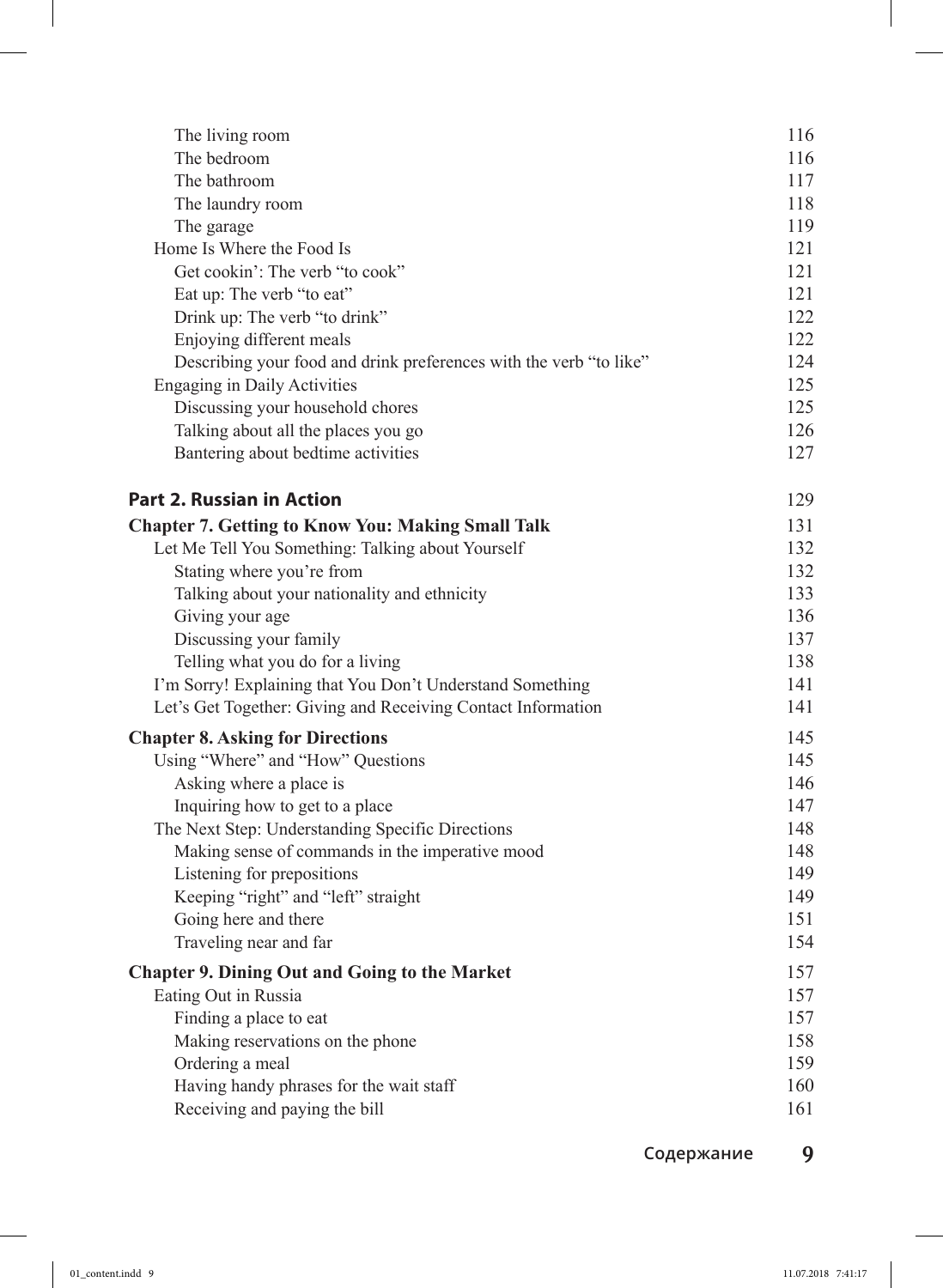The living room 116
The bedroom 116
The bathroom 117
The laundry room 118
The garage 119
Home Is Where the Food Is 121
Get cookin': The verb "to cook" 121
Eat up: The verb "to eat" 121
Drink up: The verb "to drink" 122
Enjoying different meals 122
Describing your food and drink preferences with the verb "to like" 124
Engaging in Daily Activities 125
Discussing your household chores 125
Talking about all the places you go 126
Bantering about bedtime activities 127

**Part 2. Russian in Action** 129

**Chapter 7. Getting to Know You: Making Small Talk** 131
Let Me Tell You Something: Talking about Yourself 132
Stating where you're from 132
Talking about your nationality and ethnicity 133
Giving your age 136
Discussing your family 137
Telling what you do for a living 138
I'm Sorry! Explaining that You Don't Understand Something 141
Let's Get Together: Giving and Receiving Contact Information 141

**Chapter 8. Asking for Directions** 145
Using "Where" and "How" Questions 145
Asking where a place is 146
Inquiring how to get to a place 147
The Next Step: Understanding Specific Directions 148
Making sense of commands in the imperative mood 148
Listening for prepositions 149
Keeping "right" and "left" straight 149
Going here and there 151
Traveling near and far 154

**Chapter 9. Dining Out and Going to the Market** 157
Eating Out in Russia 157
Finding a place to eat 157
Making reservations on the phone 158
Ordering a meal 159
Having handy phrases for the wait staff 160
Receiving and paying the bill 161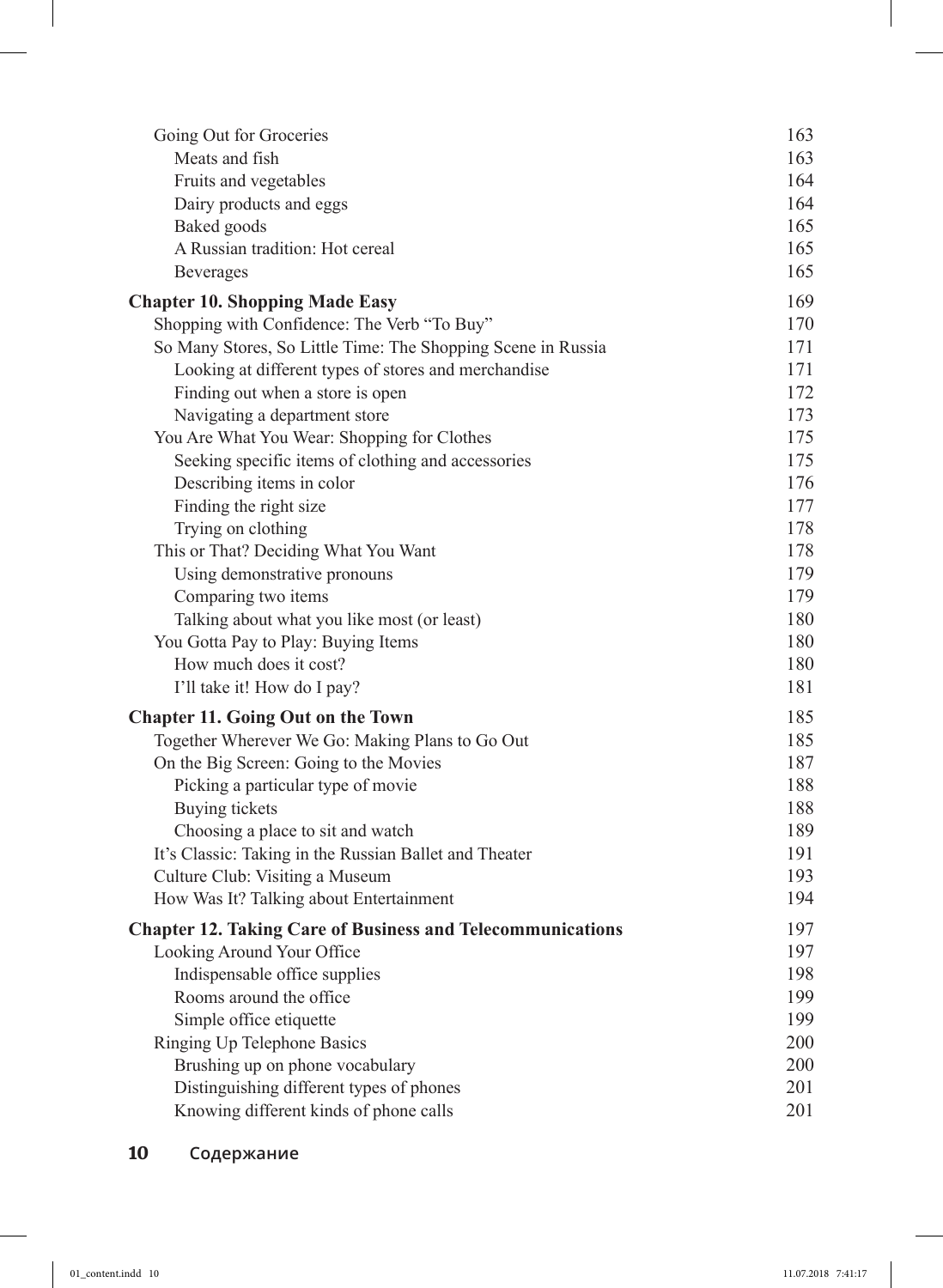Going Out for Groceries 163

Meats and fish 163

Fruits and vegetables 164

Dairy products and eggs 164

Baked goods 165

A Russian tradition: Hot cereal 165

Beverages 165

**Chapter 10. Shopping Made Easy** 169

Shopping with Confidence: The Verb "To Buy" 170

So Many Stores, So Little Time: The Shopping Scene in Russia 171

Looking at different types of stores and merchandise 171

Finding out when a store is open 172

Navigating a department store 173

You Are What You Wear: Shopping for Clothes 175

Seeking specific items of clothing and accessories 175

Describing items in color 176

Finding the right size 177

Trying on clothing 178

This or That? Deciding What You Want 178

Using demonstrative pronouns 179

Comparing two items 179

Talking about what you like most (or least) 180

You Gotta Pay to Play: Buying Items 180

How much does it cost? 180

I'll take it! How do I pay? 181

**Chapter 11. Going Out on the Town** 185

Together Wherever We Go: Making Plans to Go Out 185

On the Big Screen: Going to the Movies 187

Picking a particular type of movie 188

Buying tickets 188

Choosing a place to sit and watch 189

It's Classic: Taking in the Russian Ballet and Theater 191

Culture Club: Visiting a Museum 193

How Was It? Talking about Entertainment 194

**Chapter 12. Taking Care of Business and Telecommunications** 197

Looking Around Your Office 197

Indispensable office supplies 198

Rooms around the office 199

Simple office etiquette 199

Ringing Up Telephone Basics 200

Brushing up on phone vocabulary 200

Distinguishing different types of phones 201

Knowing different kinds of phone calls 201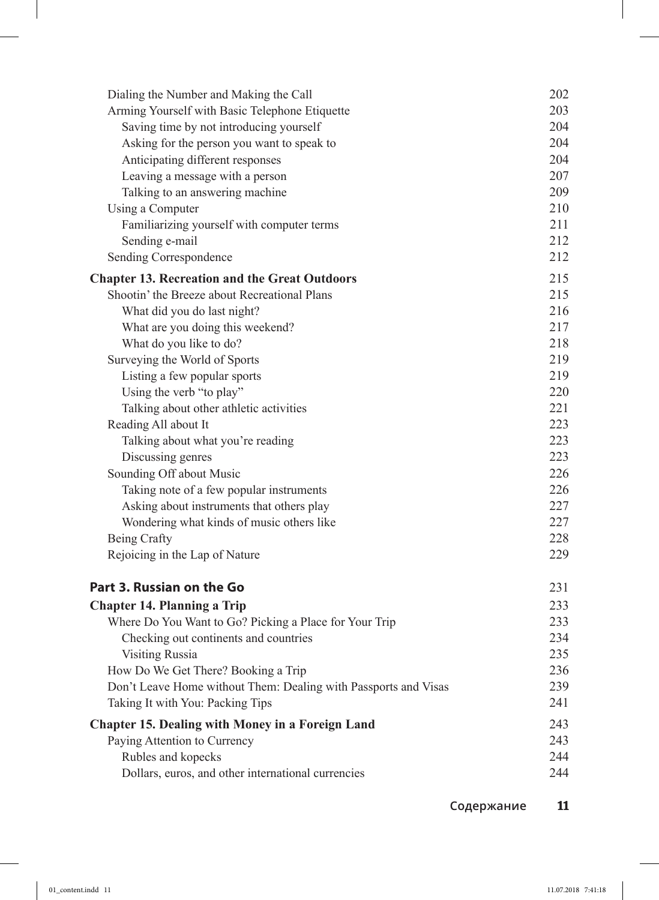Dialing the Number and Making the Call 202
Arming Yourself with Basic Telephone Etiquette 203
Saving time by not introducing yourself 204
Asking for the person you want to speak to 204
Anticipating different responses 204
Leaving a message with a person 207
Talking to an answering machine 209
Using a Computer 210
Familiarizing yourself with computer terms 211
Sending e-mail 212
Sending Correspondence 212

**Chapter 13. Recreation and the Great Outdoors** 215
Shootin' the Breeze about Recreational Plans 215
What did you do last night? 216
What are you doing this weekend? 217
What do you like to do? 218
Surveying the World of Sports 219
Listing a few popular sports 219
Using the verb "to play" 220
Talking about other athletic activities 221
Reading All about It 223
Talking about what you're reading 223
Discussing genres 223
Sounding Off about Music 226
Taking note of a few popular instruments 226
Asking about instruments that others play 227
Wondering what kinds of music others like 227
Being Crafty 228
Rejoicing in the Lap of Nature 229

**Part 3. Russian on the Go** 231

**Chapter 14. Planning a Trip** 233
Where Do You Want to Go? Picking a Place for Your Trip 233
Checking out continents and countries 234
Visiting Russia 235
How Do We Get There? Booking a Trip 236
Don't Leave Home without Them: Dealing with Passports and Visas 239
Taking It with You: Packing Tips 241

**Chapter 15. Dealing with Money in a Foreign Land** 243
Paying Attention to Currency 243
Rubles and kopecks 244
Dollars, euros, and other international currencies 244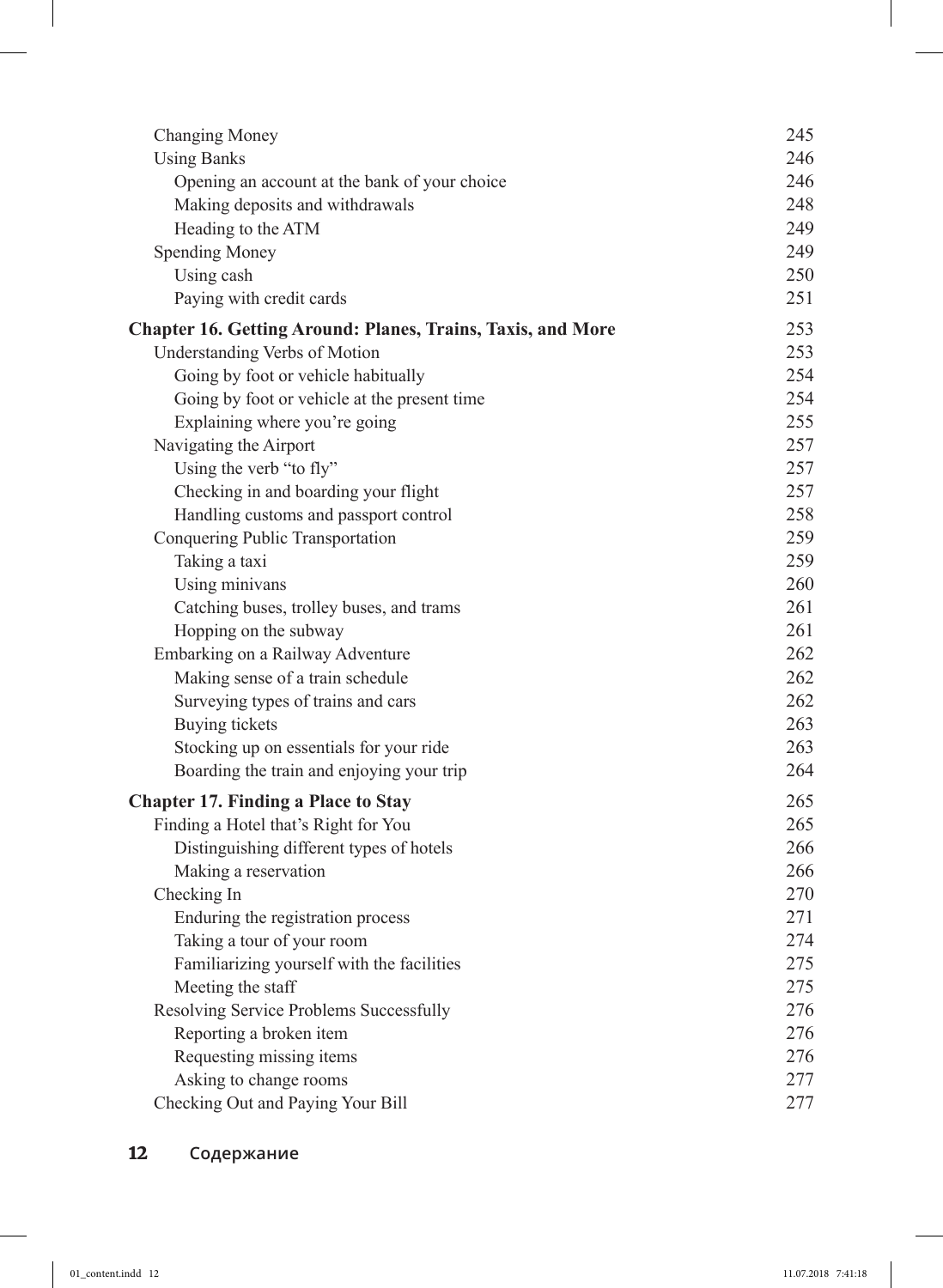Changing Money 245

Using Banks 246

Opening an account at the bank of your choice 246

Making deposits and withdrawals 248

Heading to the ATM 249

Spending Money 249

Using cash 250

Paying with credit cards 251

**Chapter 16. Getting Around: Planes, Trains, Taxis, and More** 253

Understanding Verbs of Motion 253

Going by foot or vehicle habitually 254

Going by foot or vehicle at the present time 254

Explaining where you're going 255

Navigating the Airport 257

Using the verb "to fly" 257

Checking in and boarding your flight 257

Handling customs and passport control 258

Conquering Public Transportation 259

Taking a taxi 259

Using minivans 260

Catching buses, trolley buses, and trams 261

Hopping on the subway 261

Embarking on a Railway Adventure 262

Making sense of a train schedule 262

Surveying types of trains and cars 262

Buying tickets 263

Stocking up on essentials for your ride 263

Boarding the train and enjoying your trip 264

**Chapter 17. Finding a Place to Stay** 265

Finding a Hotel that's Right for You 265

Distinguishing different types of hotels 266

Making a reservation 266

Checking In 270

Enduring the registration process 271

Taking a tour of your room 274

Familiarizing yourself with the facilities 275

Meeting the staff 275

Resolving Service Problems Successfully 276

Reporting a broken item 276

Requesting missing items 276

Asking to change rooms 277

Checking Out and Paying Your Bill 277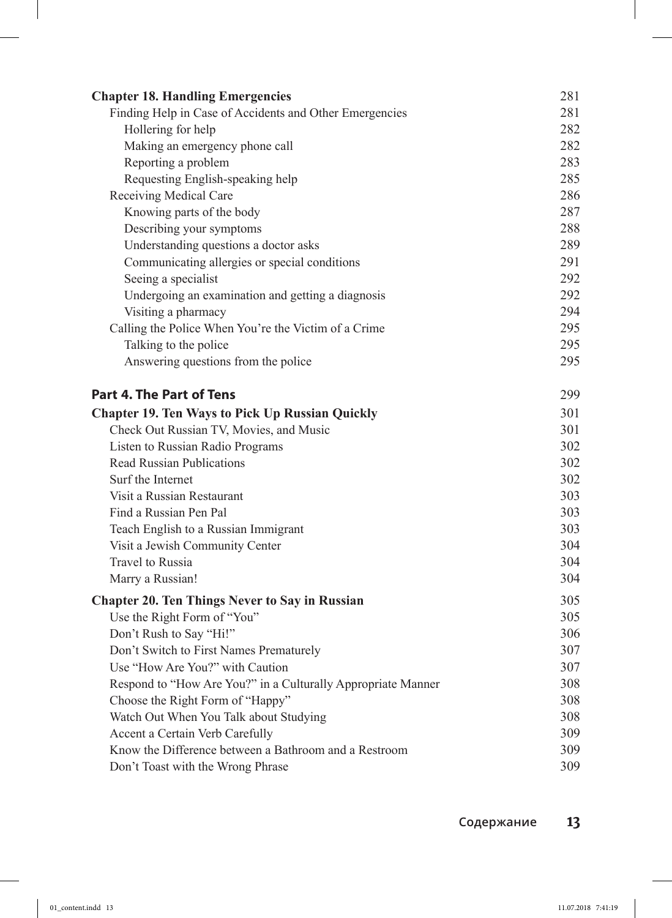**Chapter 18. Handling Emergencies** 281

- Finding Help in Case of Accidents and Other Emergencies 281
  - Hollering for help 282
  - Making an emergency phone call 282
  - Reporting a problem 283
  - Requesting English-speaking help 285
- Receiving Medical Care 286
  - Knowing parts of the body 287
  - Describing your symptoms 288
  - Understanding questions a doctor asks 289
  - Communicating allergies or special conditions 291
  - Seeing a specialist 292
  - Undergoing an examination and getting a diagnosis 292
  - Visiting a pharmacy 294
- Calling the Police When You're the Victim of a Crime 295
  - Talking to the police 295
  - Answering questions from the police 295

## Part 4. The Part of Tens 299

**Chapter 19. Ten Ways to Pick Up Russian Quickly** 301

- Check Out Russian TV, Movies, and Music 301
- Listen to Russian Radio Programs 302
- Read Russian Publications 302
- Surf the Internet 302
- Visit a Russian Restaurant 303
- Find a Russian Pen Pal 303
- Teach English to a Russian Immigrant 303
- Visit a Jewish Community Center 304
- Travel to Russia 304
- Marry a Russian! 304

**Chapter 20. Ten Things Never to Say in Russian** 305

- Use the Right Form of "You" 305
- Don't Rush to Say "Hi!" 306
- Don't Switch to First Names Prematurely 307
- Use "How Are You?" with Caution 307
- Respond to "How Are You?" in a Culturally Appropriate Manner 308
- Choose the Right Form of "Happy" 308
- Watch Out When You Talk about Studying 308
- Accent a Certain Verb Carefully 309
- Know the Difference between a Bathroom and a Restroom 309
- Don't Toast with the Wrong Phrase 309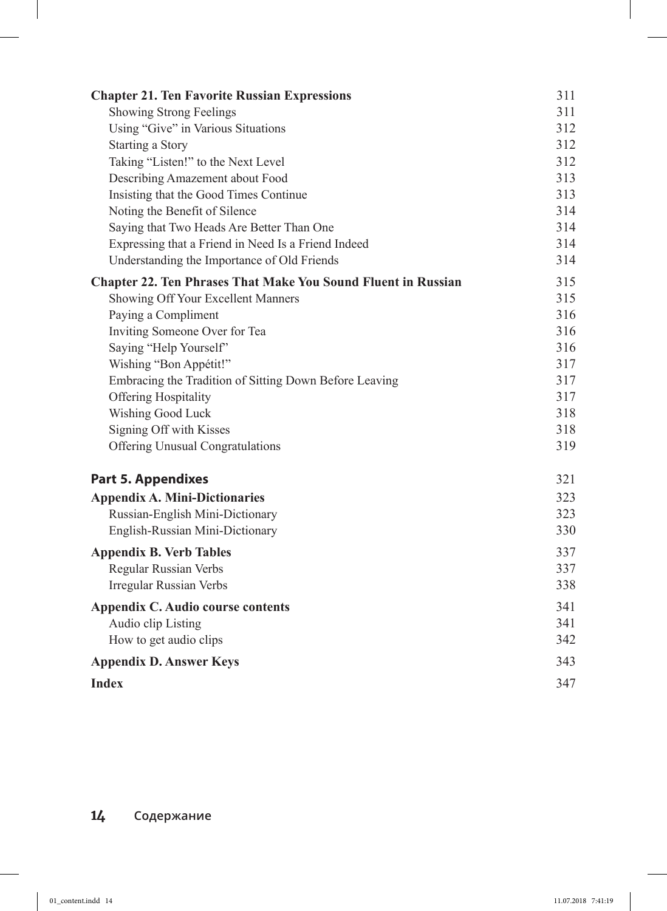**Chapter 21. Ten Favorite Russian Expressions** 311

- Showing Strong Feelings 311
- Using "Give" in Various Situations 312
- Starting a Story 312
- Taking "Listen!" to the Next Level 312
- Describing Amazement about Food 313
- Insisting that the Good Times Continue 313
- Noting the Benefit of Silence 314
- Saying that Two Heads Are Better Than One 314
- Expressing that a Friend in Need Is a Friend Indeed 314
- Understanding the Importance of Old Friends 314

**Chapter 22. Ten Phrases That Make You Sound Fluent in Russian** 315

- Showing Off Your Excellent Manners 315
- Paying a Compliment 316
- Inviting Someone Over for Tea 316
- Saying "Help Yourself" 316
- Wishing "Bon Appétit!" 317
- Embracing the Tradition of Sitting Down Before Leaving 317
- Offering Hospitality 317
- Wishing Good Luck 318
- Signing Off with Kisses 318
- Offering Unusual Congratulations 319

## Part 5. Appendixes 321

**Appendix A. Mini-Dictionaries** 323

- Russian-English Mini-Dictionary 323
- English-Russian Mini-Dictionary 330

**Appendix B. Verb Tables** 337

- Regular Russian Verbs 337
- Irregular Russian Verbs 338

**Appendix C. Audio course contents** 341

- Audio clip Listing 341
- How to get audio clips 342

**Appendix D. Answer Keys** 343

**Index** 347